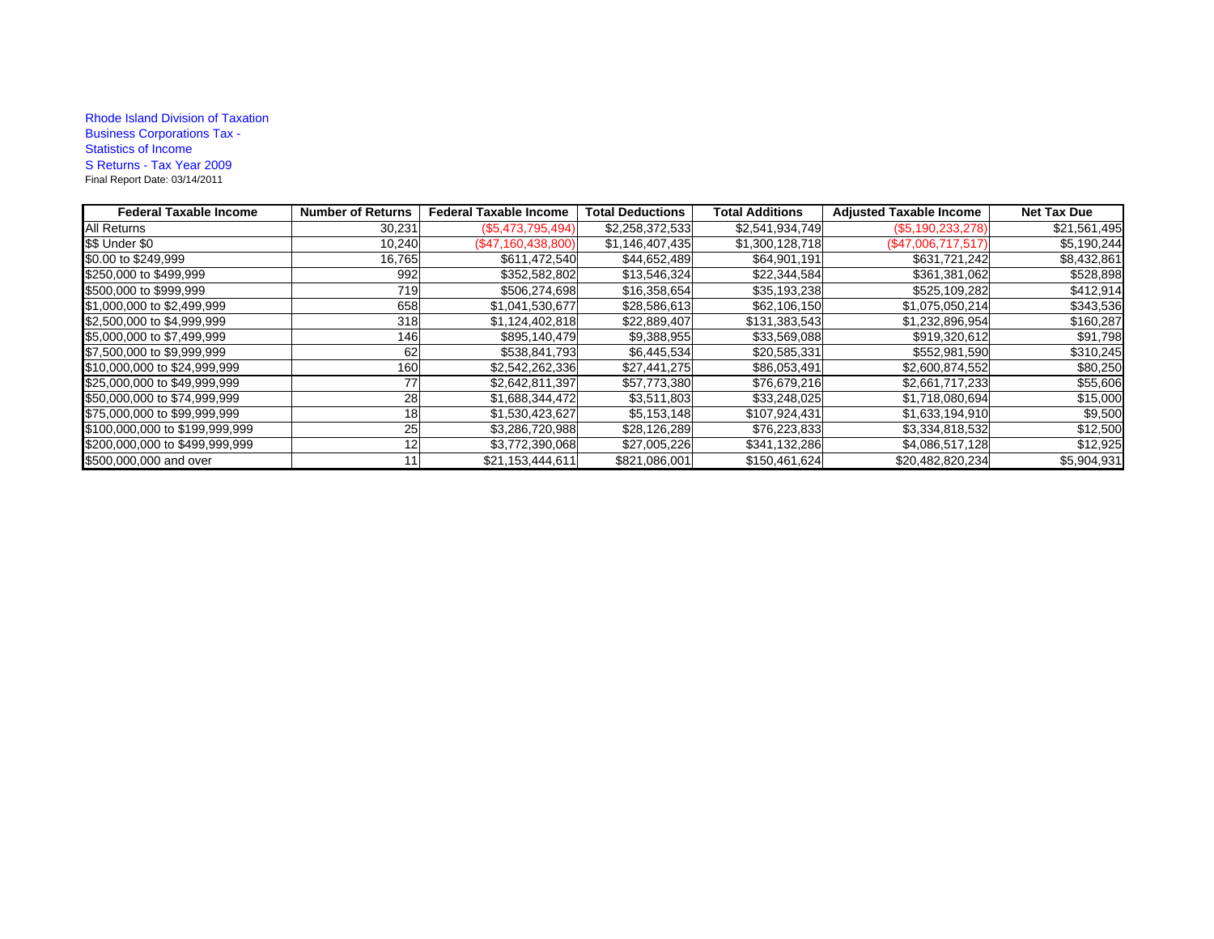Rhode Island Division of Taxation
Business Corporations Tax -
Statistics of Income
S Returns - Tax Year 2009
Final Report Date: 03/14/2011

| Federal Taxable Income | Number of Returns | Federal Taxable Income | Total Deductions | Total Additions | Adjusted Taxable Income | Net Tax Due |
|---|---|---|---|---|---|---|
| All Returns | 30,231 | ($5,473,795,494) | $2,258,372,533 | $2,541,934,749 | ($5,190,233,278) | $21,561,495 |
| $$ Under $0 | 10,240 | ($47,160,438,800) | $1,146,407,435 | $1,300,128,718 | ($47,006,717,517) | $5,190,244 |
| $0.00 to $249,999 | 16,765 | $611,472,540 | $44,652,489 | $64,901,191 | $631,721,242 | $8,432,861 |
| $250,000 to $499,999 | 992 | $352,582,802 | $13,546,324 | $22,344,584 | $361,381,062 | $528,898 |
| $500,000 to $999,999 | 719 | $506,274,698 | $16,358,654 | $35,193,238 | $525,109,282 | $412,914 |
| $1,000,000 to $2,499,999 | 658 | $1,041,530,677 | $28,586,613 | $62,106,150 | $1,075,050,214 | $343,536 |
| $2,500,000 to $4,999,999 | 318 | $1,124,402,818 | $22,889,407 | $131,383,543 | $1,232,896,954 | $160,287 |
| $5,000,000 to $7,499,999 | 146 | $895,140,479 | $9,388,955 | $33,569,088 | $919,320,612 | $91,798 |
| $7,500,000 to $9,999,999 | 62 | $538,841,793 | $6,445,534 | $20,585,331 | $552,981,590 | $310,245 |
| $10,000,000 to $24,999,999 | 160 | $2,542,262,336 | $27,441,275 | $86,053,491 | $2,600,874,552 | $80,250 |
| $25,000,000 to $49,999,999 | 77 | $2,642,811,397 | $57,773,380 | $76,679,216 | $2,661,717,233 | $55,606 |
| $50,000,000 to $74,999,999 | 28 | $1,688,344,472 | $3,511,803 | $33,248,025 | $1,718,080,694 | $15,000 |
| $75,000,000 to $99,999,999 | 18 | $1,530,423,627 | $5,153,148 | $107,924,431 | $1,633,194,910 | $9,500 |
| $100,000,000 to $199,999,999 | 25 | $3,286,720,988 | $28,126,289 | $76,223,833 | $3,334,818,532 | $12,500 |
| $200,000,000 to $499,999,999 | 12 | $3,772,390,068 | $27,005,226 | $341,132,286 | $4,086,517,128 | $12,925 |
| $500,000,000 and over | 11 | $21,153,444,611 | $821,086,001 | $150,461,624 | $20,482,820,234 | $5,904,931 |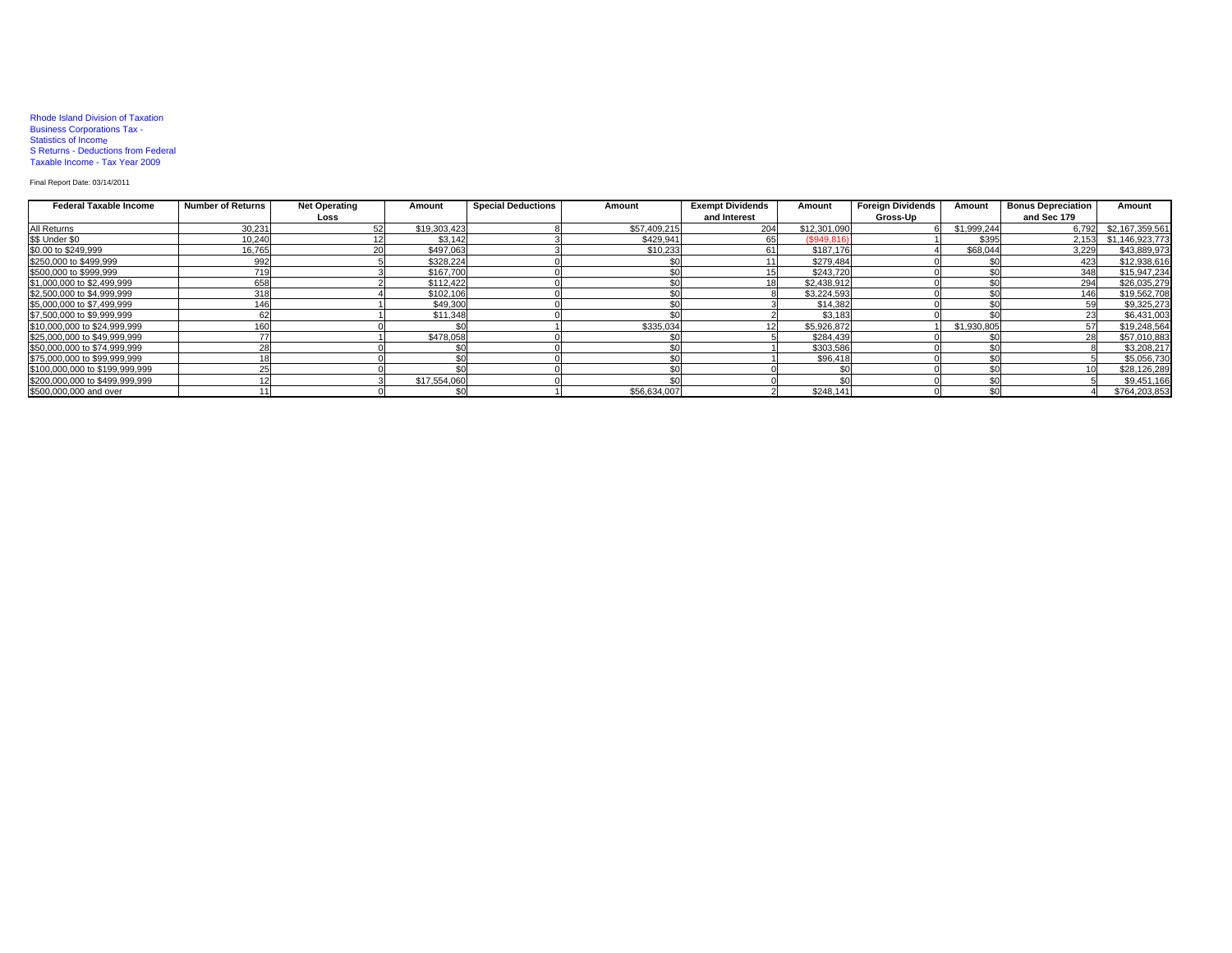Rhode Island Division of Taxation
Business Corporations Tax -
Statistics of Income
S Returns - Deductions from Federal
Taxable Income - Tax Year 2009

Final Report Date: 03/14/2011

| Federal Taxable Income | Number of Returns | Net Operating Loss | Amount | Special Deductions | Amount | Exempt Dividends and Interest | Amount | Foreign Dividends Gross-Up | Amount | Bonus Depreciation and Sec 179 | Amount |
|---|---|---|---|---|---|---|---|---|---|---|---|
| All Returns | 30,231 | 52 | $19,303,423 | 8 | $57,409,215 | 204 | $12,301,090 | 6 | $1,999,244 | 6,792 | $2,167,359,561 |
| $$ Under $0 | 10,240 | 12 | $3,142 | 3 | $429,941 | 65 | ($949,816) | 1 | $395 | 2,153 | $1,146,923,773 |
| $0.00 to $249,999 | 16,765 | 20 | $497,063 | 3 | $10,233 | 61 | $187,176 | 4 | $68,044 | 3,229 | $43,889,973 |
| $250,000 to $499,999 | 992 | 5 | $328,224 | 0 | $0 | 11 | $279,484 | 0 | $0 | 423 | $12,938,616 |
| $500,000 to $999,999 | 719 | 3 | $167,700 | 0 | $0 | 15 | $243,720 | 0 | $0 | 348 | $15,947,234 |
| $1,000,000 to $2,499,999 | 658 | 2 | $112,422 | 0 | $0 | 18 | $2,438,912 | 0 | $0 | 294 | $26,035,279 |
| $2,500,000 to $4,999,999 | 318 | 4 | $102,106 | 0 | $0 | 8 | $3,224,593 | 0 | $0 | 146 | $19,562,708 |
| $5,000,000 to $7,499,999 | 146 | 1 | $49,300 | 0 | $0 | 3 | $14,382 | 0 | $0 | 59 | $9,325,273 |
| $7,500,000 to $9,999,999 | 62 | 1 | $11,348 | 0 | $0 | 2 | $3,183 | 0 | $0 | 23 | $6,431,003 |
| $10,000,000 to $24,999,999 | 160 | 0 | $0 | 1 | $335,034 | 12 | $5,926,872 | 1 | $1,930,805 | 57 | $19,248,564 |
| $25,000,000 to $49,999,999 | 77 | 1 | $478,058 | 0 | $0 | 5 | $284,439 | 0 | $0 | 28 | $57,010,883 |
| $50,000,000 to $74,999,999 | 28 | 0 | $0 | 0 | $0 | 1 | $303,586 | 0 | $0 | 8 | $3,208,217 |
| $75,000,000 to $99,999,999 | 18 | 0 | $0 | 0 | $0 | 1 | $96,418 | 0 | $0 | 5 | $5,056,730 |
| $100,000,000 to $199,999,999 | 25 | 0 | $0 | 0 | $0 | 0 | $0 | 0 | $0 | 10 | $28,126,289 |
| $200,000,000 to $499,999,999 | 12 | 3 | $17,554,060 | 0 | $0 | 0 | $0 | 0 | $0 | 5 | $9,451,166 |
| $500,000,000 and over | 11 | 0 | $0 | 1 | $56,634,007 | 2 | $248,141 | 0 | $0 | 4 | $764,203,853 |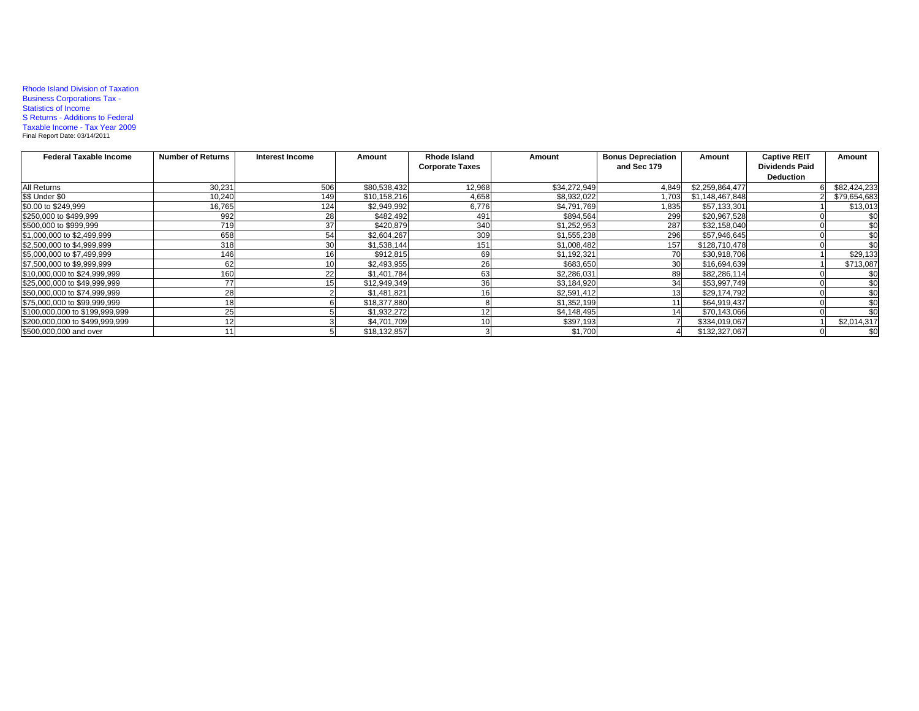Rhode Island Division of Taxation
Business Corporations Tax -
Statistics of Income
S Returns - Additions to Federal
Taxable Income - Tax Year 2009
Final Report Date: 03/14/2011

| Federal Taxable Income | Number of Returns | Interest Income | Amount | Rhode Island Corporate Taxes | Amount | Bonus Depreciation and Sec 179 | Amount | Captive REIT Dividends Paid Deduction | Amount |
|---|---|---|---|---|---|---|---|---|---|
| All Returns | 30,231 | 506 | $80,538,432 | 12,968 | $34,272,949 | 4,849 | $2,259,864,477 | 6 | $82,424,233 |
| $$ Under $0 | 10,240 | 149 | $10,158,216 | 4,658 | $8,932,022 | 1,703 | $1,148,467,848 | 2 | $79,654,683 |
| $0.00 to $249,999 | 16,765 | 124 | $2,949,992 | 6,776 | $4,791,769 | 1,835 | $57,133,301 | 1 | $13,013 |
| $250,000 to $499,999 | 992 | 28 | $482,492 | 491 | $894,564 | 299 | $20,967,528 | 0 | $0 |
| $500,000 to $999,999 | 719 | 37 | $420,879 | 340 | $1,252,953 | 287 | $32,158,040 | 0 | $0 |
| $1,000,000 to $2,499,999 | 658 | 54 | $2,604,267 | 309 | $1,555,238 | 296 | $57,946,645 | 0 | $0 |
| $2,500,000 to $4,999,999 | 318 | 30 | $1,538,144 | 151 | $1,008,482 | 157 | $128,710,478 | 0 | $0 |
| $5,000,000 to $7,499,999 | 146 | 16 | $912,815 | 69 | $1,192,321 | 70 | $30,918,706 | 1 | $29,133 |
| $7,500,000 to $9,999,999 | 62 | 10 | $2,493,955 | 26 | $683,650 | 30 | $16,694,639 | 1 | $713,087 |
| $10,000,000 to $24,999,999 | 160 | 22 | $1,401,784 | 63 | $2,286,031 | 89 | $82,286,114 | 0 | $0 |
| $25,000,000 to $49,999,999 | 77 | 15 | $12,949,349 | 36 | $3,184,920 | 34 | $53,997,749 | 0 | $0 |
| $50,000,000 to $74,999,999 | 28 | 2 | $1,481,821 | 16 | $2,591,412 | 13 | $29,174,792 | 0 | $0 |
| $75,000,000 to $99,999,999 | 18 | 6 | $18,377,880 | 8 | $1,352,199 | 11 | $64,919,437 | 0 | $0 |
| $100,000,000 to $199,999,999 | 25 | 5 | $1,932,272 | 12 | $4,148,495 | 14 | $70,143,066 | 0 | $0 |
| $200,000,000 to $499,999,999 | 12 | 3 | $4,701,709 | 10 | $397,193 | 7 | $334,019,067 | 1 | $2,014,317 |
| $500,000,000 and over | 11 | 5 | $18,132,857 | 3 | $1,700 | 4 | $132,327,067 | 0 | $0 |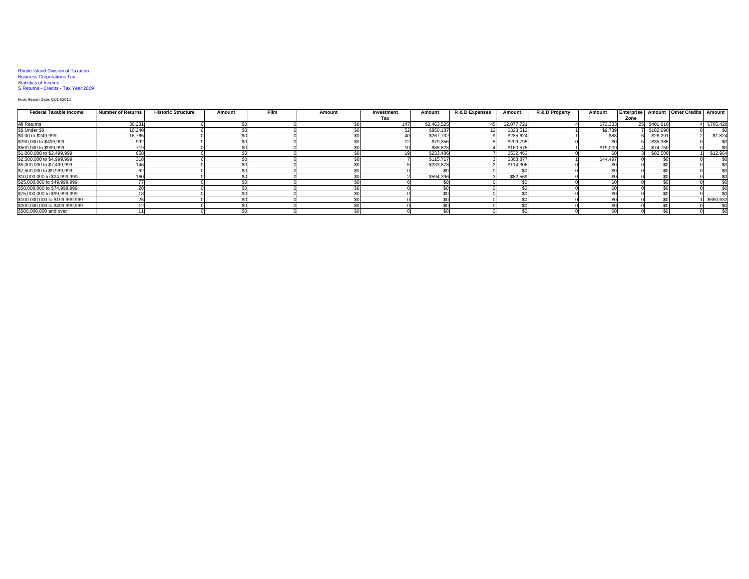Rhode Island Division of Taxation
Business Corporations Tax -
Statistics of Income
S Returns - Credits - Tax Year 2009

Final Report Date: 03/14/2011

| Federal Taxable Income | Number of Returns | Historic Structure | Amount | Film | Amount | Investment Tax | Amount | R & D Expenses | Amount | R & D Property | Amount | Enterprise Zone | Amount | Other Credits | Amount |
|---|---|---|---|---|---|---|---|---|---|---|---|---|---|---|---|
| All Returns | 30,231 | 0 | $0 | 0 | $0 | 147 | $2,463,525 | 45 | $2,077,721 | 4 | $73,333 | 25 | $401,616 | 4 | $705,420 |
| $$ Under $0 | 10,240 | 0 | $0 | 0 | $0 | 52 | $850,137 | 12 | $323,512 | 1 | $9,739 | 7 | $182,690 | 0 | $0 |
| $0.00 to $249,999 | 16,765 | 0 | $0 | 0 | $0 | 40 | $267,732 | 9 | $285,624 | 1 | $88 | 6 | $26,291 | 2 | $1,824 |
| $250,000 to $499,999 | 992 | 0 | $0 | 0 | $0 | 12 | $79,356 | 5 | $209,795 | 0 | $0 | 5 | $35,385 | 0 | $0 |
| $500,000 to $999,999 | 719 | 0 | $0 | 0 | $0 | 10 | $88,823 | 4 | $160,575 | 1 | $19,009 | 4 | $74,750 | 0 | $0 |
| $1,000,000 to $2,499,999 | 658 | 0 | $0 | 0 | $0 | 19 | $233,486 | 7 | $532,463 | 0 | $0 | 3 | $82,500 | 1 | $12,964 |
| $2,500,000 to $4,999,999 | 318 | 0 | $0 | 0 | $0 | 7 | $115,717 | 3 | $368,877 | 1 | $44,497 | 0 | $0 | 0 | $0 |
| $5,000,000 to $7,499,999 | 146 | 0 | $0 | 0 | $0 | 5 | $233,878 | 2 | $114,306 | 0 | $0 | 0 | $0 | 0 | $0 |
| $7,500,000 to $9,999,999 | 62 | 0 | $0 | 0 | $0 | 0 | $0 | 0 | $0 | 0 | $0 | 0 | $0 | 0 | $0 |
| $10,000,000 to $24,999,999 | 160 | 0 | $0 | 0 | $0 | 2 | $594,396 | 3 | $82,569 | 0 | $0 | 0 | $0 | 0 | $0 |
| $25,000,000 to $49,999,999 | 77 | 0 | $0 | 0 | $0 | 0 | $0 | 0 | $0 | 0 | $0 | 0 | $0 | 0 | $0 |
| $50,000,000 to $74,999,999 | 28 | 0 | $0 | 0 | $0 | 0 | $0 | 0 | $0 | 0 | $0 | 0 | $0 | 0 | $0 |
| $75,000,000 to $99,999,999 | 18 | 0 | $0 | 0 | $0 | 0 | $0 | 0 | $0 | 0 | $0 | 0 | $0 | 0 | $0 |
| $100,000,000 to $199,999,999 | 25 | 0 | $0 | 0 | $0 | 0 | $0 | 0 | $0 | 0 | $0 | 0 | $0 | 1 | $690,632 |
| $200,000,000 to $499,999,999 | 12 | 0 | $0 | 0 | $0 | 0 | $0 | 0 | $0 | 0 | $0 | 0 | $0 | 0 | $0 |
| $500,000,000 and over | 11 | 0 | $0 | 0 | $0 | 0 | $0 | 0 | $0 | 0 | $0 | 0 | $0 | 0 | $0 |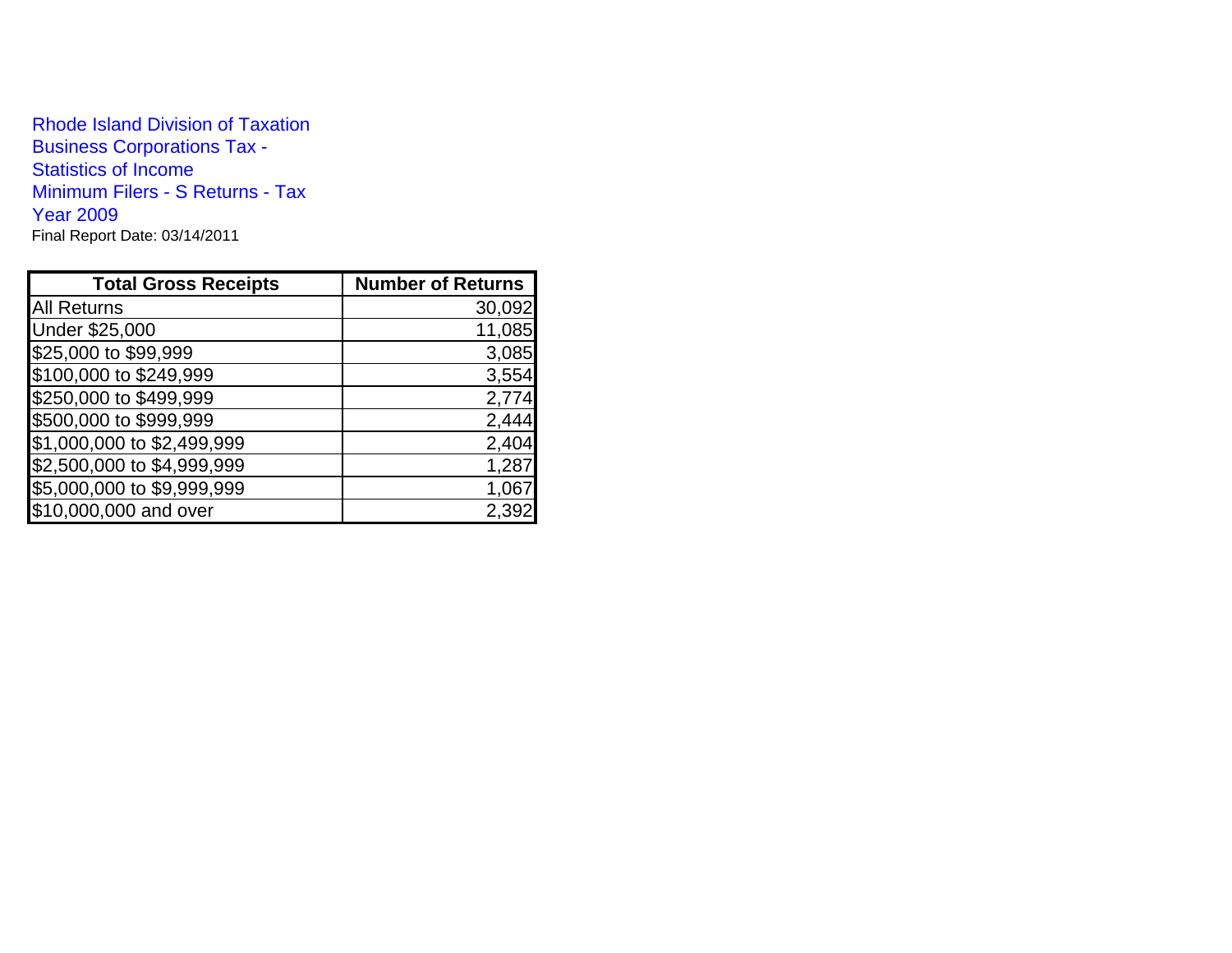Rhode Island Division of Taxation
Business Corporations Tax -
Statistics of Income
Minimum Filers - S Returns - Tax
Year 2009

Final Report Date: 03/14/2011

| Total Gross Receipts | Number of Returns |
|---|---|
| All Returns | 30,092 |
| Under $25,000 | 11,085 |
| $25,000 to $99,999 | 3,085 |
| $100,000 to $249,999 | 3,554 |
| $250,000 to $499,999 | 2,774 |
| $500,000 to $999,999 | 2,444 |
| $1,000,000 to $2,499,999 | 2,404 |
| $2,500,000 to $4,999,999 | 1,287 |
| $5,000,000 to $9,999,999 | 1,067 |
| $10,000,000 and over | 2,392 |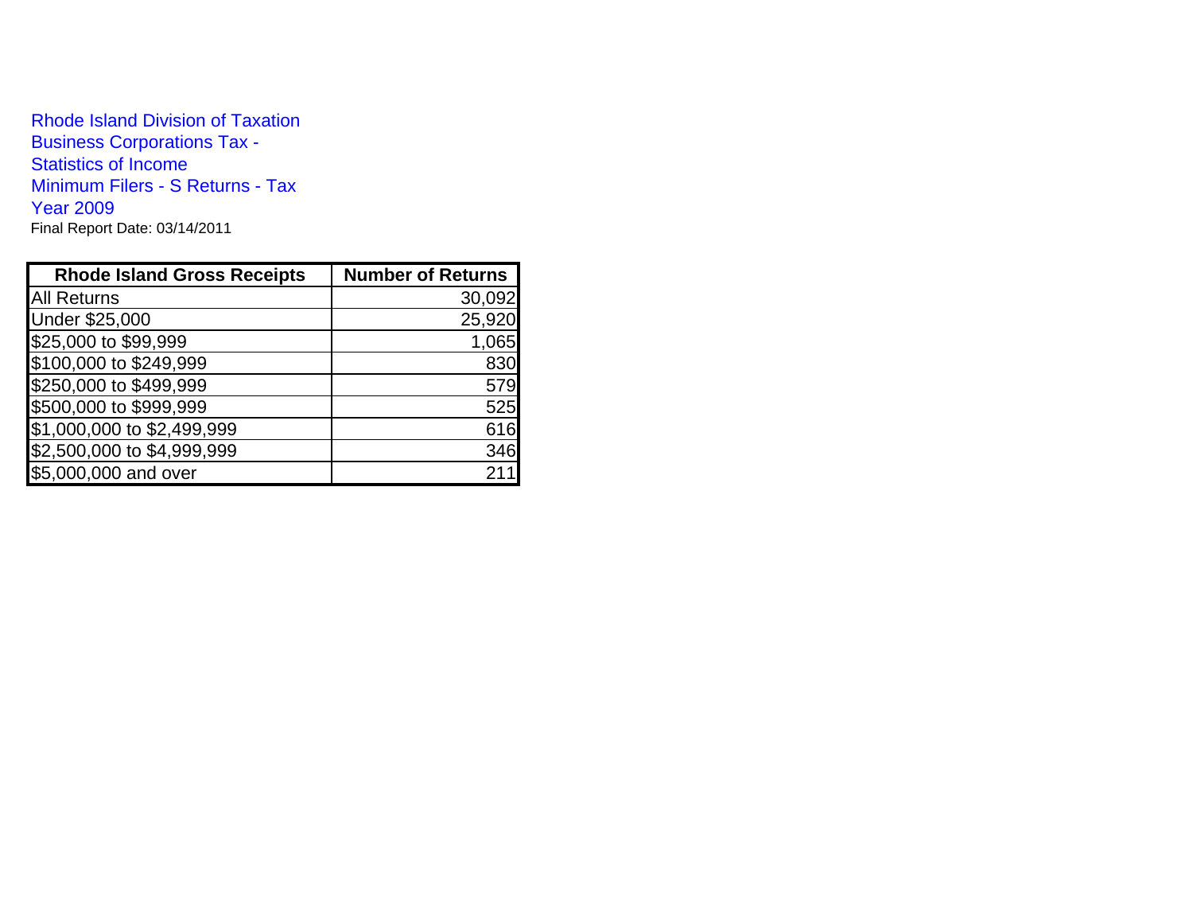Rhode Island Division of Taxation
Business Corporations Tax -
Statistics of Income
Minimum Filers - S Returns - Tax
Year 2009
Final Report Date: 03/14/2011

| Rhode Island Gross Receipts | Number of Returns |
|---|---|
| All Returns | 30,092 |
| Under $25,000 | 25,920 |
| $25,000 to $99,999 | 1,065 |
| $100,000 to $249,999 | 830 |
| $250,000 to $499,999 | 579 |
| $500,000 to $999,999 | 525 |
| $1,000,000 to $2,499,999 | 616 |
| $2,500,000 to $4,999,999 | 346 |
| $5,000,000 and over | 211 |